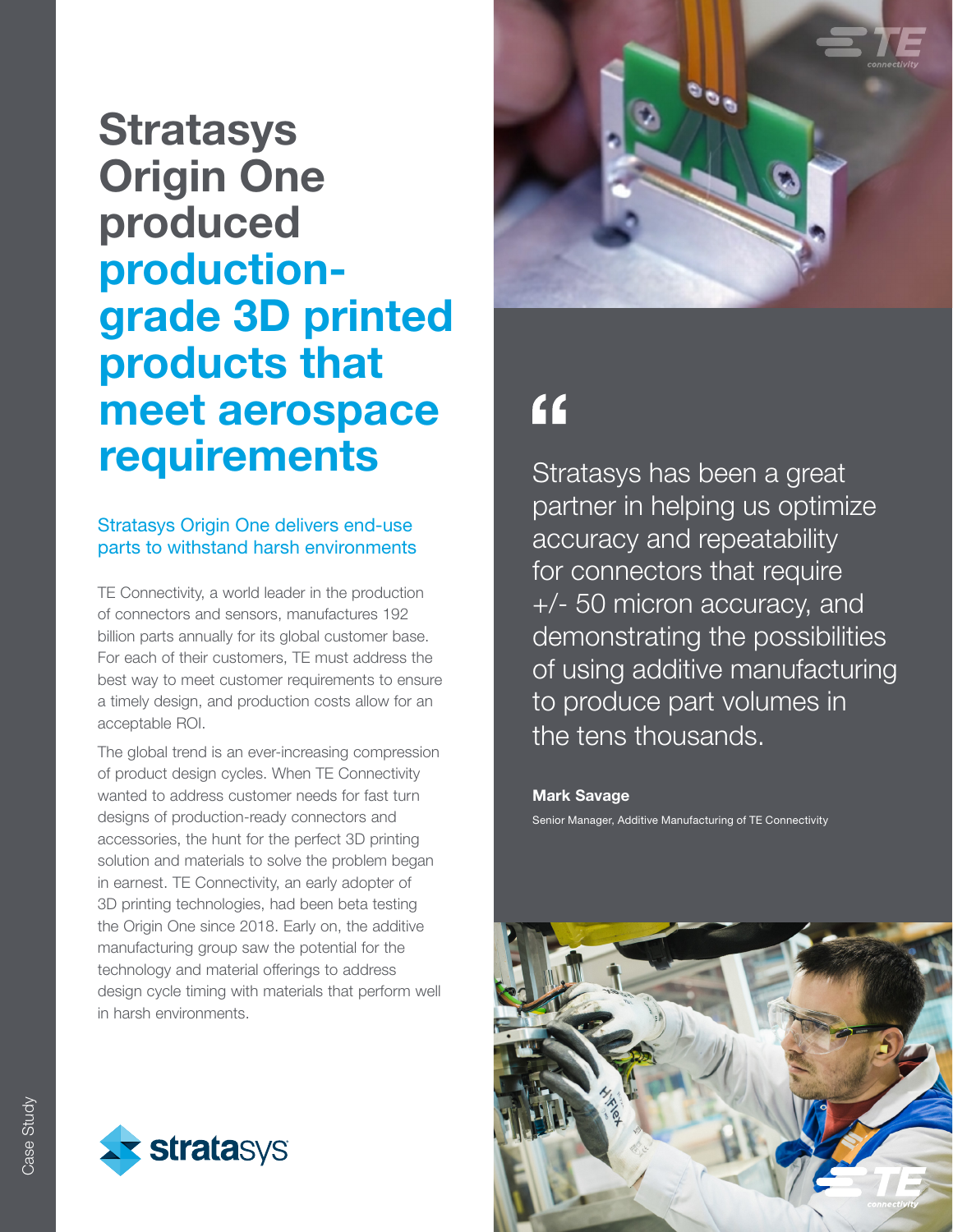# Stratasys Origin One produced production-grade 3D printed products that meet aerospace requirements

## Stratasys Origin One delivers end-use parts to withstand harsh environments

TE Connectivity, a world leader in the production of connectors and sensors, manufactures 192 billion parts annually for its global customer base. For each of their customers, TE must address the best way to meet customer requirements to ensure a timely design, and production costs allow for an acceptable ROI.

The global trend is an ever-increasing compression of product design cycles. When TE Connectivity wanted to address customer needs for fast turn designs of production-ready connectors and accessories, the hunt for the perfect 3D printing solution and materials to solve the problem began in earnest. TE Connectivity, an early adopter of 3D printing technologies, had been beta testing the Origin One since 2018. Early on, the additive manufacturing group saw the potential for the technology and material offerings to address design cycle timing with materials that perform well in harsh environments.

> "Stratasys has been a great partner in helping us optimize accuracy and repeatability for connectors that require +/- 50 micron accuracy, and demonstrating the possibilities of using additive manufacturing to produce part volumes in the tens thousands.
>
> **Mark Savage**
> Senior Manager, Additive Manufacturing of TE Connectivity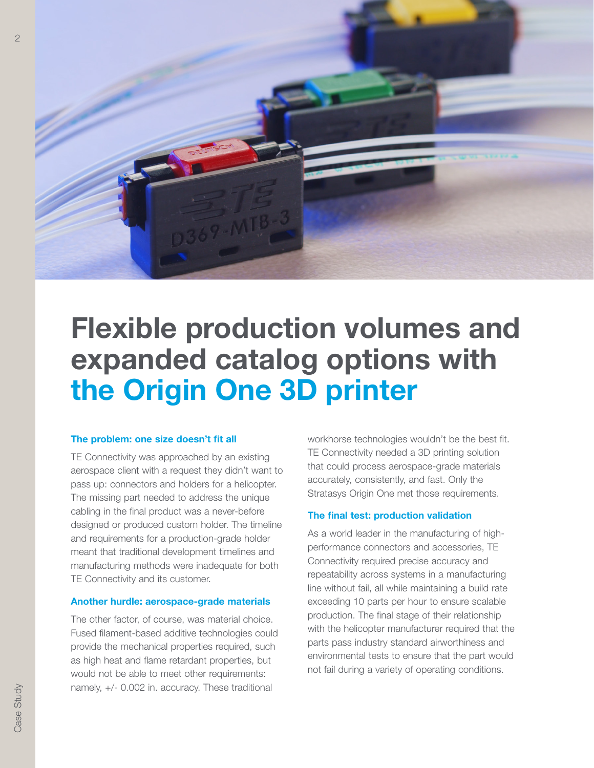# Flexible production volumes and expanded catalog options with the Origin One 3D printer

### The problem: one size doesn't fit all

TE Connectivity was approached by an existing aerospace client with a request they didn't want to pass up: connectors and holders for a helicopter. The missing part needed to address the unique cabling in the final product was a never-before designed or produced custom holder. The timeline and requirements for a production-grade holder meant that traditional development timelines and manufacturing methods were inadequate for both TE Connectivity and its customer.

### Another hurdle: aerospace-grade materials

The other factor, of course, was material choice. Fused filament-based additive technologies could provide the mechanical properties required, such as high heat and flame retardant properties, but would not be able to meet other requirements: namely, +/- 0.002 in. accuracy. These traditional workhorse technologies wouldn't be the best fit. TE Connectivity needed a 3D printing solution that could process aerospace-grade materials accurately, consistently, and fast. Only the Stratasys Origin One met those requirements.

### The final test: production validation

As a world leader in the manufacturing of high-performance connectors and accessories, TE Connectivity required precise accuracy and repeatability across systems in a manufacturing line without fail, all while maintaining a build rate exceeding 10 parts per hour to ensure scalable production. The final stage of their relationship with the helicopter manufacturer required that the parts pass industry standard airworthiness and environmental tests to ensure that the part would not fail during a variety of operating conditions.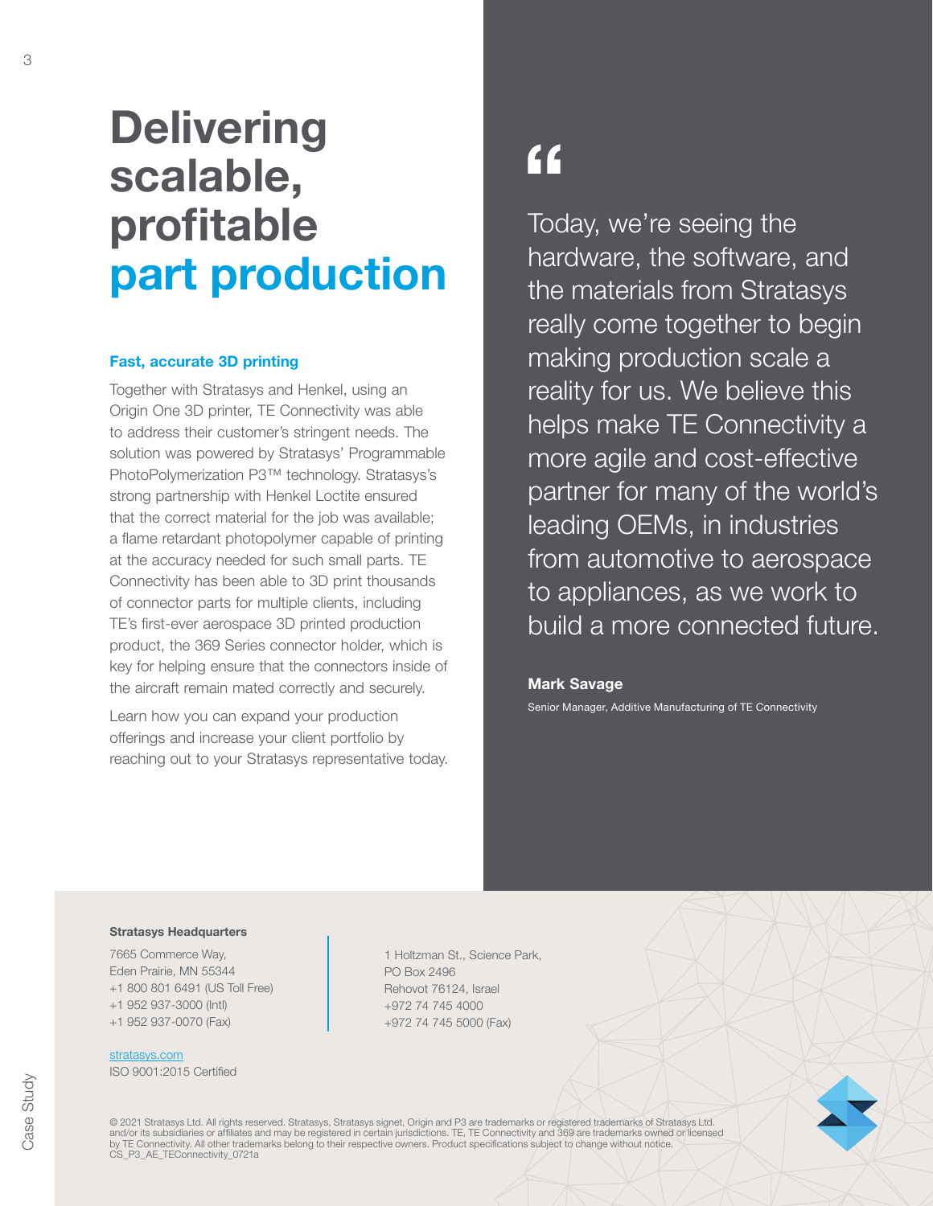# Delivering scalable, profitable part production

### Fast, accurate 3D printing

Together with Stratasys and Henkel, using an Origin One 3D printer, TE Connectivity was able to address their customer's stringent needs. The solution was powered by Stratasys' Programmable PhotoPolymerization P3™ technology. Stratasys's strong partnership with Henkel Loctite ensured that the correct material for the job was available; a flame retardant photopolymer capable of printing at the accuracy needed for such small parts. TE Connectivity has been able to 3D print thousands of connector parts for multiple clients, including TE's first-ever aerospace 3D printed production product, the 369 Series connector holder, which is key for helping ensure that the connectors inside of the aircraft remain mated correctly and securely.

Learn how you can expand your production offerings and increase your client portfolio by reaching out to your Stratasys representative today.

> "Today, we're seeing the hardware, the software, and the materials from Stratasys really come together to begin making production scale a reality for us. We believe this helps make TE Connectivity a more agile and cost-effective partner for many of the world's leading OEMs, in industries from automotive to aerospace to appliances, as we work to build a more connected future.
>
> **Mark Savage**
> Senior Manager, Additive Manufacturing of TE Connectivity

**Stratasys Headquarters**

7665 Commerce Way,
Eden Prairie, MN 55344
+1 800 801 6491 (US Toll Free)
+1 952 937-3000 (Intl)
+1 952 937-0070 (Fax)

1 Holtzman St., Science Park,
PO Box 2496
Rehovot 76124, Israel
+972 74 745 4000
+972 74 745 5000 (Fax)

stratasys.com
ISO 9001:2015 Certified

© 2021 Stratasys Ltd. All rights reserved. Stratasys, Stratasys signet, Origin and P3 are trademarks or registered trademarks of Stratasys Ltd. and/or its subsidiaries or affiliates and may be registered in certain jurisdictions. TE, TE Connectivity and 369 are trademarks owned or licensed by TE Connectivity. All other trademarks belong to their respective owners. Product specifications subject to change without notice.
CS_P3_AE_TEConnectivity_0721a

Case Study